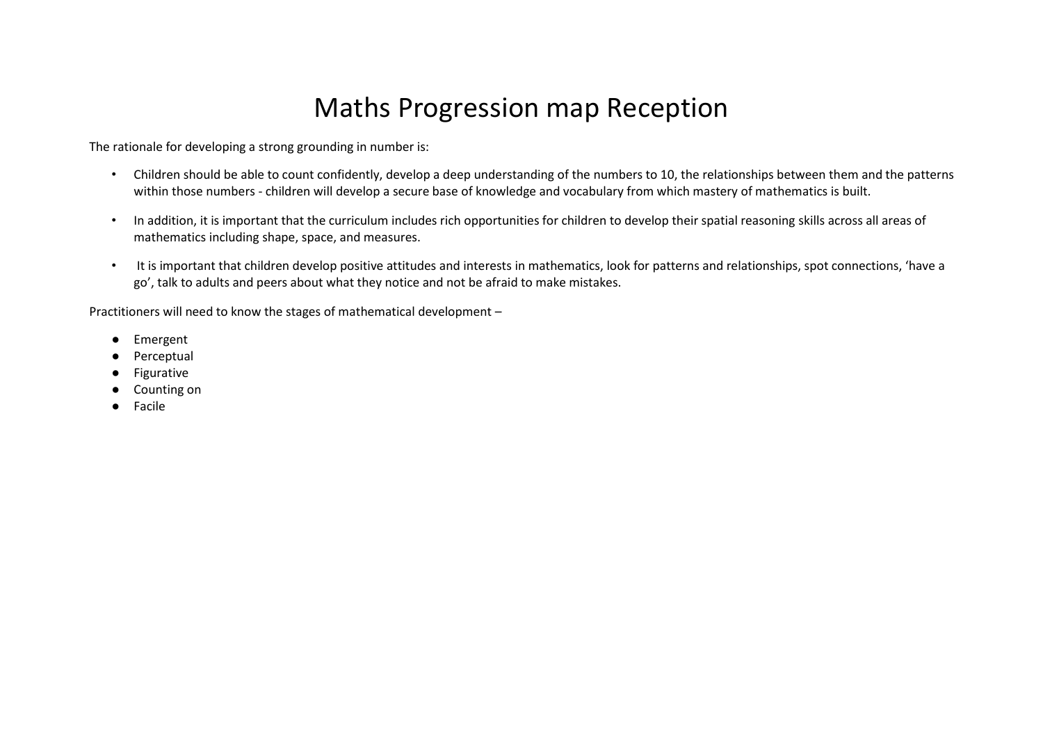# Maths Progression map Reception

The rationale for developing a strong grounding in number is:

- Children should be able to count confidently, develop a deep understanding of the numbers to 10, the relationships between them and the patterns within those numbers - children will develop a secure base of knowledge and vocabulary from which mastery of mathematics is built.
- In addition, it is important that the curriculum includes rich opportunities for children to develop their spatial reasoning skills across all areas of mathematics including shape, space, and measures.
- It is important that children develop positive attitudes and interests in mathematics, look for patterns and relationships, spot connections, 'have a go', talk to adults and peers about what they notice and not be afraid to make mistakes.

Practitioners will need to know the stages of mathematical development –

- Emergent
- Perceptual
- Figurative
- Counting on
- Facile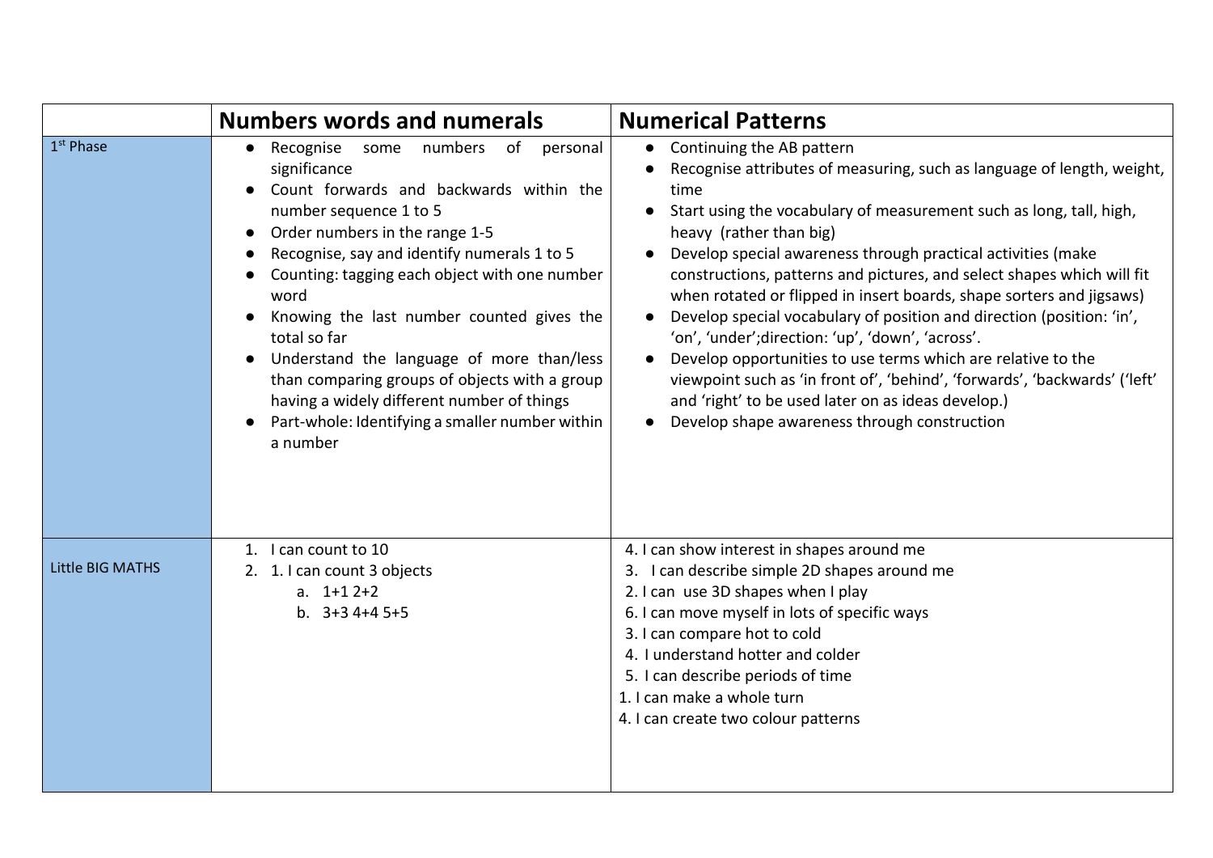| | Numbers words and numerals | Numerical Patterns |
|---|---|---|
| 1st Phase | • Recognise some numbers of personal significance<br>• Count forwards and backwards within the number sequence 1 to 5<br>• Order numbers in the range 1-5<br>• Recognise, say and identify numerals 1 to 5<br>• Counting: tagging each object with one number word<br>• Knowing the last number counted gives the total so far<br>• Understand the language of more than/less than comparing groups of objects with a group having a widely different number of things<br>• Part-whole: Identifying a smaller number within a number | • Continuing the AB pattern<br>• Recognise attributes of measuring, such as language of length, weight, time<br>• Start using the vocabulary of measurement such as long, tall, high, heavy (rather than big)<br>• Develop special awareness through practical activities (make constructions, patterns and pictures, and select shapes which will fit when rotated or flipped in insert boards, shape sorters and jigsaws)<br>• Develop special vocabulary of position and direction (position: 'in', 'on', 'under';direction: 'up', 'down', 'across'.<br>• Develop opportunities to use terms which are relative to the viewpoint such as 'in front of', 'behind', 'forwards', 'backwards' ('left' and 'right' to be used later on as ideas develop.)<br>• Develop shape awareness through construction |
| Little BIG MATHS | 1. I can count to 10<br>2. 1. I can count 3 objects<br>a. 1+1 2+2<br>b. 3+3 4+4 5+5 | 4. I can show interest in shapes around me<br>3. I can describe simple 2D shapes around me<br>2. I can use 3D shapes when I play<br>6. I can move myself in lots of specific ways<br>3. I can compare hot to cold<br>4. I understand hotter and colder<br>5. I can describe periods of time<br>1. I can make a whole turn<br>4. I can create two colour patterns |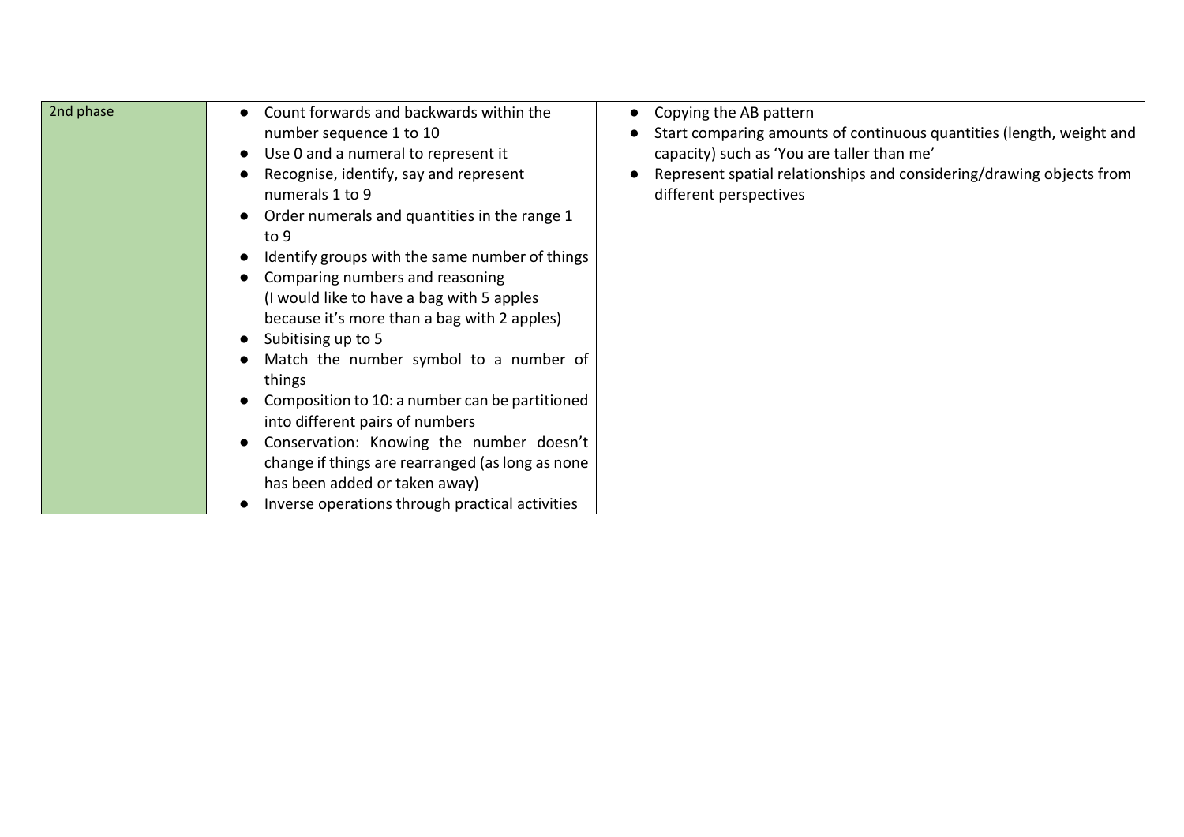| | | |
|---|---|---|
| 2nd phase | <ul><li>Count forwards and backwards within the number sequence 1 to 10</li><li>Use 0 and a numeral to represent it</li><li>Recognise, identify, say and represent numerals 1 to 9</li><li>Order numerals and quantities in the range 1 to 9</li><li>Identify groups with the same number of things</li><li>Comparing numbers and reasoning (I would like to have a bag with 5 apples because it's more than a bag with 2 apples)</li><li>Subitising up to 5</li><li>Match the number symbol to a number of things</li><li>Composition to 10: a number can be partitioned into different pairs of numbers</li><li>Conservation: Knowing the number doesn't change if things are rearranged (as long as none has been added or taken away)</li><li>Inverse operations through practical activities</li></ul> | <ul><li>Copying the AB pattern</li><li>Start comparing amounts of continuous quantities (length, weight and capacity) such as 'You are taller than me'</li><li>Represent spatial relationships and considering/drawing objects from different perspectives</li></ul> |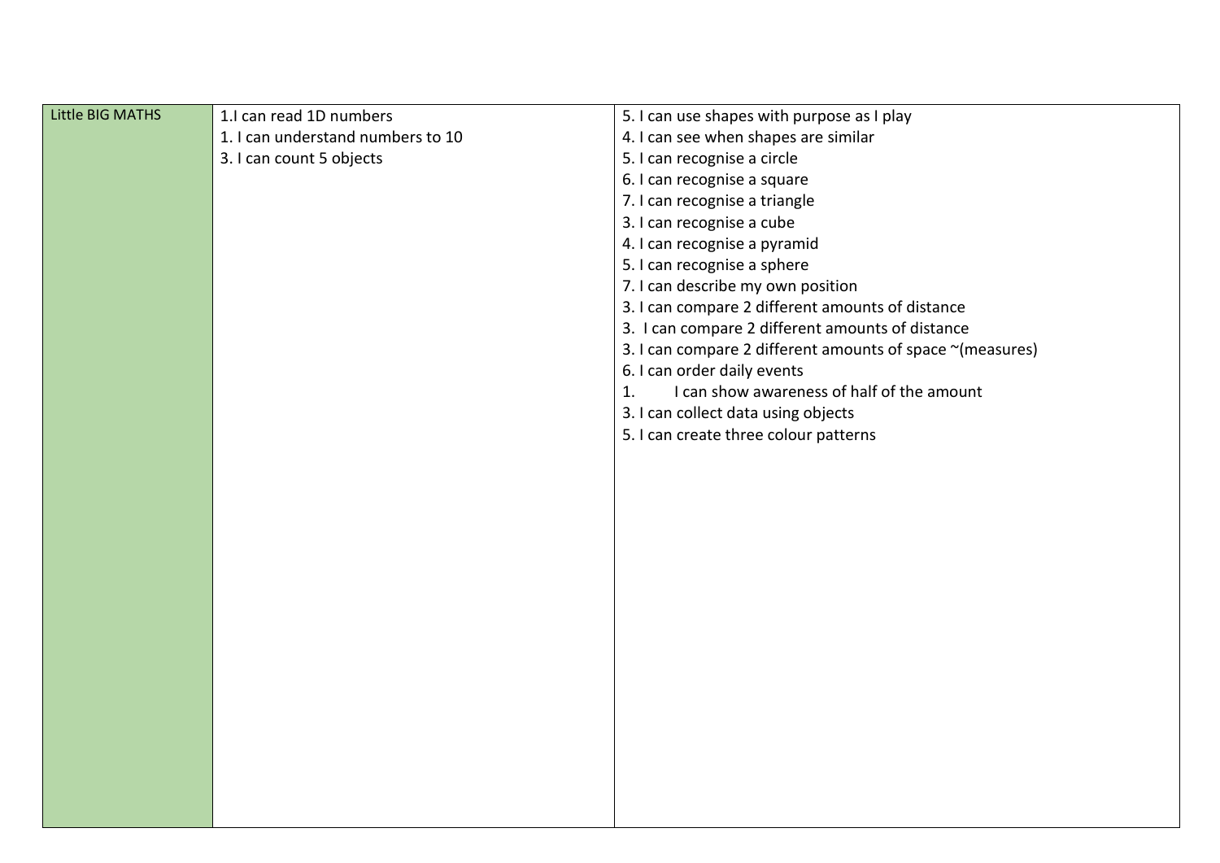| Little BIG MATHS | 1.I can read 1D numbers<br>1. I can understand numbers to 10<br>3. I can count 5 objects | 5. I can use shapes with purpose as I play<br>4. I can see when shapes are similar<br>5. I can recognise a circle<br>6. I can recognise a square<br>7. I can recognise a triangle<br>3. I can recognise a cube<br>4. I can recognise a pyramid<br>5. I can recognise a sphere<br>7. I can describe my own position<br>3. I can compare 2 different amounts of distance<br>3. I can compare 2 different amounts of distance<br>3. I can compare 2 different amounts of space ~(measures)<br>6. I can order daily events<br>1. I can show awareness of half of the amount<br>3. I can collect data using objects<br>5. I can create three colour patterns |
|---|---|---|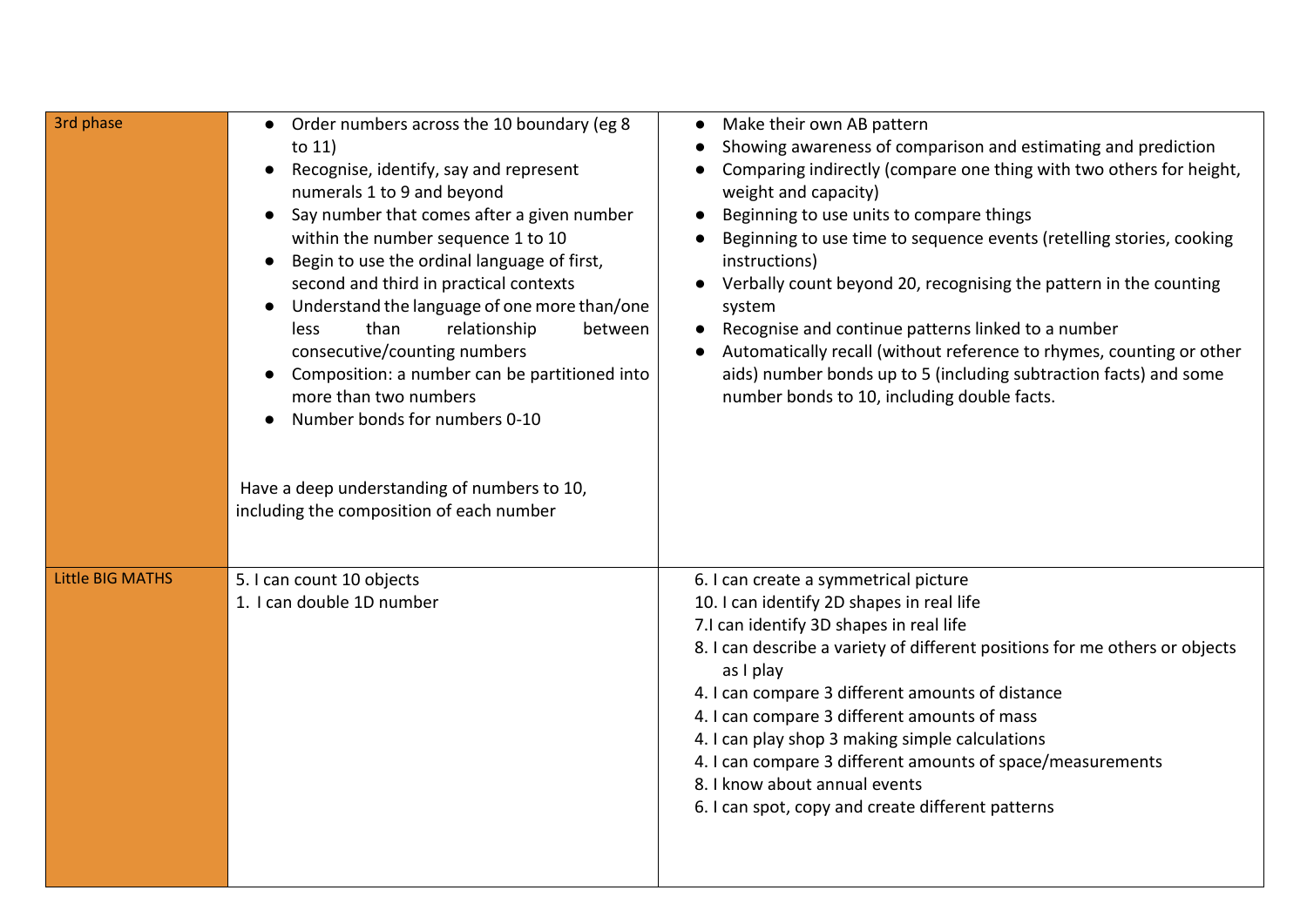| | | |
|---|---|---|
| 3rd phase | ● Order numbers across the 10 boundary (eg 8 to 11)<br>● Recognise, identify, say and represent numerals 1 to 9 and beyond<br>● Say number that comes after a given number within the number sequence 1 to 10<br>● Begin to use the ordinal language of first, second and third in practical contexts<br>● Understand the language of one more than/one less than relationship between consecutive/counting numbers<br>● Composition: a number can be partitioned into more than two numbers<br>● Number bonds for numbers 0-10<br><br>Have a deep understanding of numbers to 10, including the composition of each number | ● Make their own AB pattern<br>● Showing awareness of comparison and estimating and prediction<br>● Comparing indirectly (compare one thing with two others for height, weight and capacity)<br>● Beginning to use units to compare things<br>● Beginning to use time to sequence events (retelling stories, cooking instructions)<br>● Verbally count beyond 20, recognising the pattern in the counting system<br>● Recognise and continue patterns linked to a number<br>● Automatically recall (without reference to rhymes, counting or other aids) number bonds up to 5 (including subtraction facts) and some number bonds to 10, including double facts. |
| Little BIG MATHS | 5. I can count 10 objects<br>1. I can double 1D number | 6. I can create a symmetrical picture<br>10. I can identify 2D shapes in real life<br>7.I can identify 3D shapes in real life<br>8. I can describe a variety of different positions for me others or objects as I play<br>4. I can compare 3 different amounts of distance<br>4. I can compare 3 different amounts of mass<br>4. I can play shop 3 making simple calculations<br>4. I can compare 3 different amounts of space/measurements<br>8. I know about annual events<br>6. I can spot, copy and create different patterns |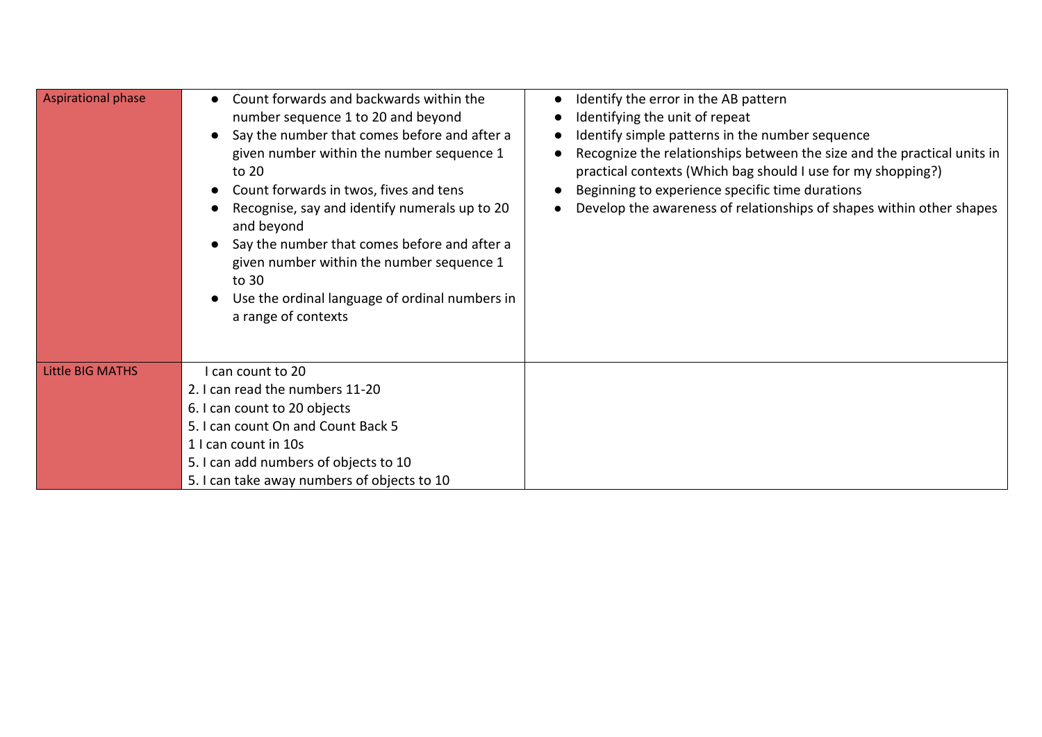| | | |
|---|---|---|
| Aspirational phase | ● Count forwards and backwards within the number sequence 1 to 20 and beyond<br>● Say the number that comes before and after a given number within the number sequence 1 to 20<br>● Count forwards in twos, fives and tens<br>● Recognise, say and identify numerals up to 20 and beyond<br>● Say the number that comes before and after a given number within the number sequence 1 to 30<br>● Use the ordinal language of ordinal numbers in a range of contexts | ● Identify the error in the AB pattern<br>● Identifying the unit of repeat<br>● Identify simple patterns in the number sequence<br>● Recognize the relationships between the size and the practical units in practical contexts (Which bag should I use for my shopping?)<br>● Beginning to experience specific time durations<br>● Develop the awareness of relationships of shapes within other shapes |
| Little BIG MATHS | I can count to 20<br>2. I can read the numbers 11-20<br>6. I can count to 20 objects<br>5. I can count On and Count Back 5<br>1 I can count in 10s<br>5. I can add numbers of objects to 10<br>5. I can take away numbers of objects to 10 | |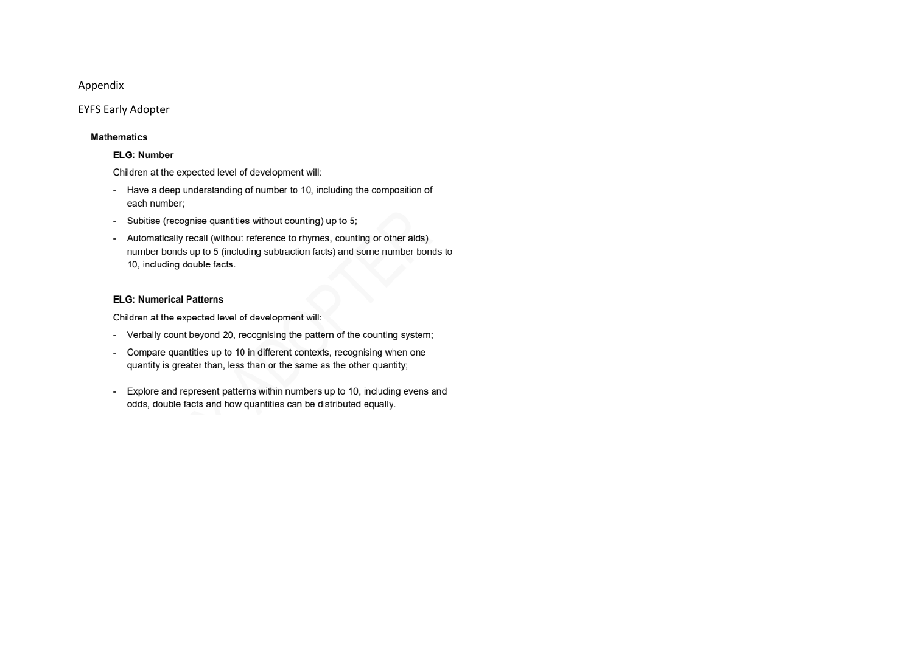Appendix

EYFS Early Adopter

## Mathematics

### ELG: Number

Children at the expected level of development will:

- Have a deep understanding of number to 10, including the composition of each number;
- Subitise (recognise quantities without counting) up to 5;
- Automatically recall (without reference to rhymes, counting or other aids) number bonds up to 5 (including subtraction facts) and some number bonds to 10, including double facts.

### ELG: Numerical Patterns

Children at the expected level of development will:

- Verbally count beyond 20, recognising the pattern of the counting system;
- Compare quantities up to 10 in different contexts, recognising when one quantity is greater than, less than or the same as the other quantity;
- Explore and represent patterns within numbers up to 10, including evens and odds, double facts and how quantities can be distributed equally.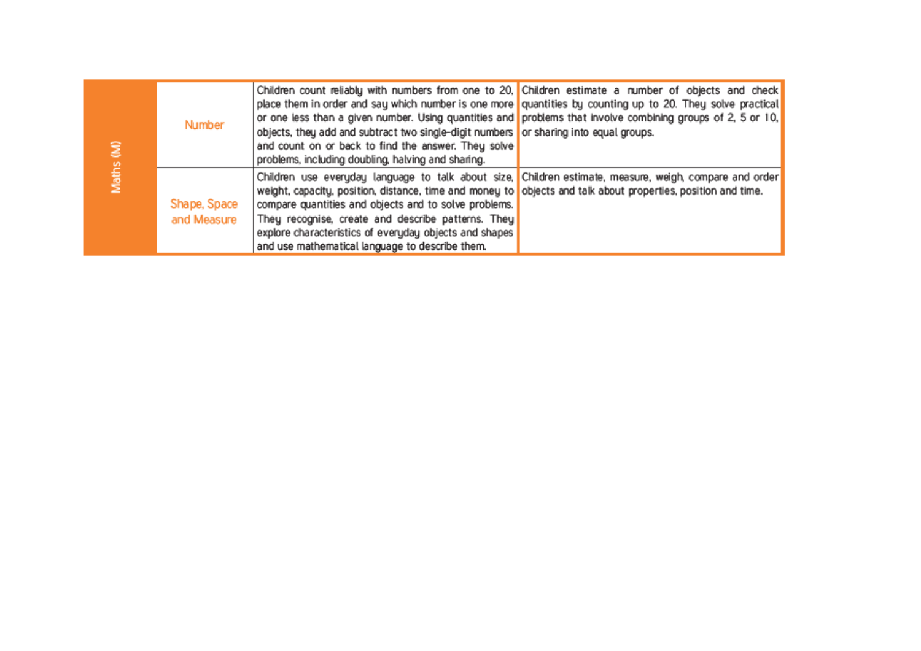| | | | |
|---|---|---|---|
| Maths (M) | Number | Children count reliably with numbers from one to 20, place them in order and say which number is one more or one less than a given number. Using quantities and objects, they add and subtract two single-digit numbers and count on or back to find the answer. They solve problems, including doubling, halving and sharing. | Children estimate a number of objects and check quantities by counting up to 20. They solve practical problems that involve combining groups of 2, 5 or 10, or sharing into equal groups. |
| | Shape, Space and Measure | Children use everyday language to talk about size, weight, capacity, position, distance, time and money to compare quantities and objects and to solve problems. They recognise, create and describe patterns. They explore characteristics of everyday objects and shapes and use mathematical language to describe them. | Children estimate, measure, weigh, compare and order objects and talk about properties, position and time. |